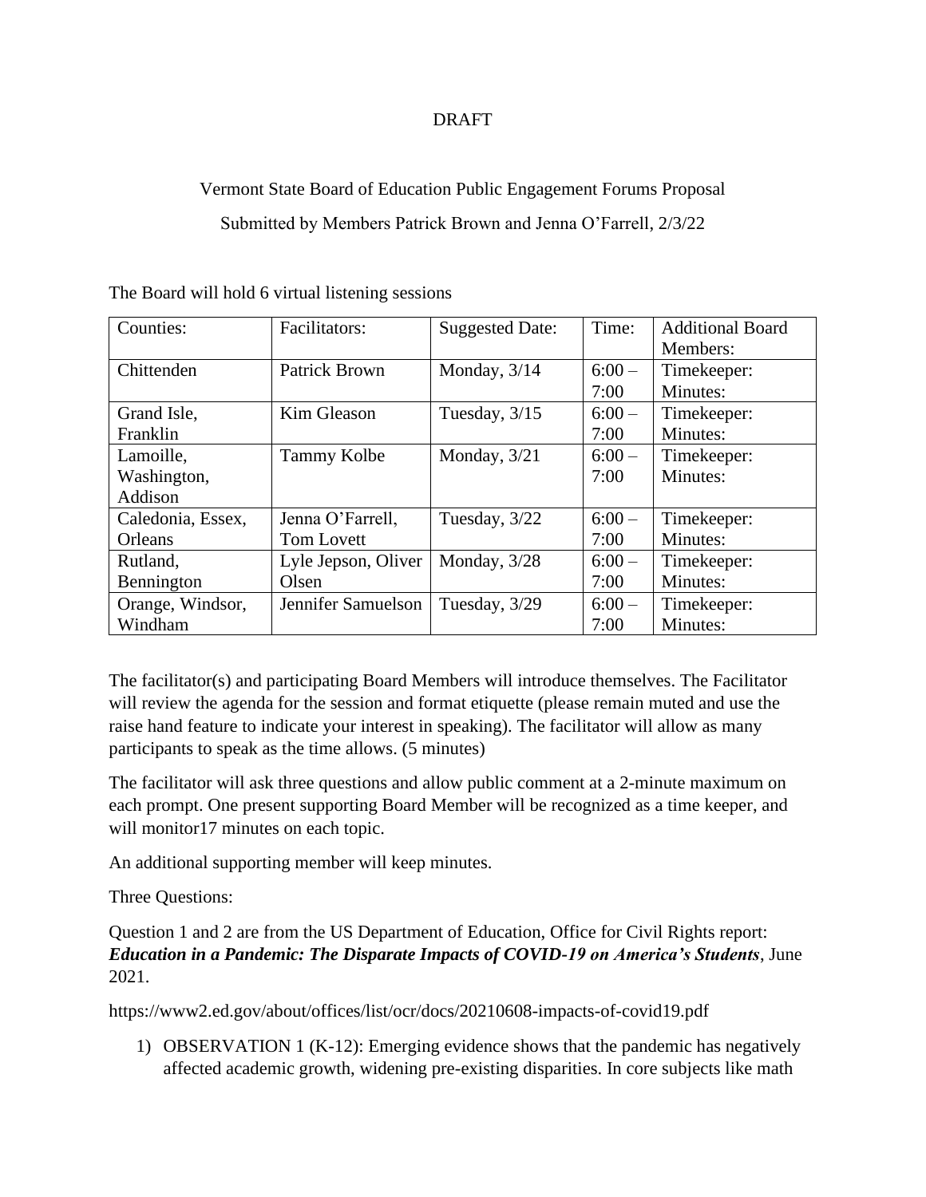DRAFT

Vermont State Board of Education Public Engagement Forums Proposal

Submitted by Members Patrick Brown and Jenna O'Farrell, 2/3/22

The Board will hold 6 virtual listening sessions

| Counties: | Facilitators: | Suggested Date: | Time: | Additional Board Members: |
|---|---|---|---|---|
| Chittenden | Patrick Brown | Monday, 3/14 | 6:00 – 7:00 | Timekeeper: Minutes: |
| Grand Isle, Franklin | Kim Gleason | Tuesday, 3/15 | 6:00 – 7:00 | Timekeeper: Minutes: |
| Lamoille, Washington, Addison | Tammy Kolbe | Monday, 3/21 | 6:00 – 7:00 | Timekeeper: Minutes: |
| Caledonia, Essex, Orleans | Jenna O'Farrell, Tom Lovett | Tuesday, 3/22 | 6:00 – 7:00 | Timekeeper: Minutes: |
| Rutland, Bennington | Lyle Jepson, Oliver Olsen | Monday, 3/28 | 6:00 – 7:00 | Timekeeper: Minutes: |
| Orange, Windsor, Windham | Jennifer Samuelson | Tuesday, 3/29 | 6:00 – 7:00 | Timekeeper: Minutes: |

The facilitator(s) and participating Board Members will introduce themselves. The Facilitator will review the agenda for the session and format etiquette (please remain muted and use the raise hand feature to indicate your interest in speaking). The facilitator will allow as many participants to speak as the time allows. (5 minutes)

The facilitator will ask three questions and allow public comment at a 2-minute maximum on each prompt. One present supporting Board Member will be recognized as a time keeper, and will monitor17 minutes on each topic.

An additional supporting member will keep minutes.

Three Questions:

Question 1 and 2 are from the US Department of Education, Office for Civil Rights report: ***Education in a Pandemic: The Disparate Impacts of COVID-19 on America's Students***, June 2021.

https://www2.ed.gov/about/offices/list/ocr/docs/20210608-impacts-of-covid19.pdf

1) OBSERVATION 1 (K-12): Emerging evidence shows that the pandemic has negatively affected academic growth, widening pre-existing disparities. In core subjects like math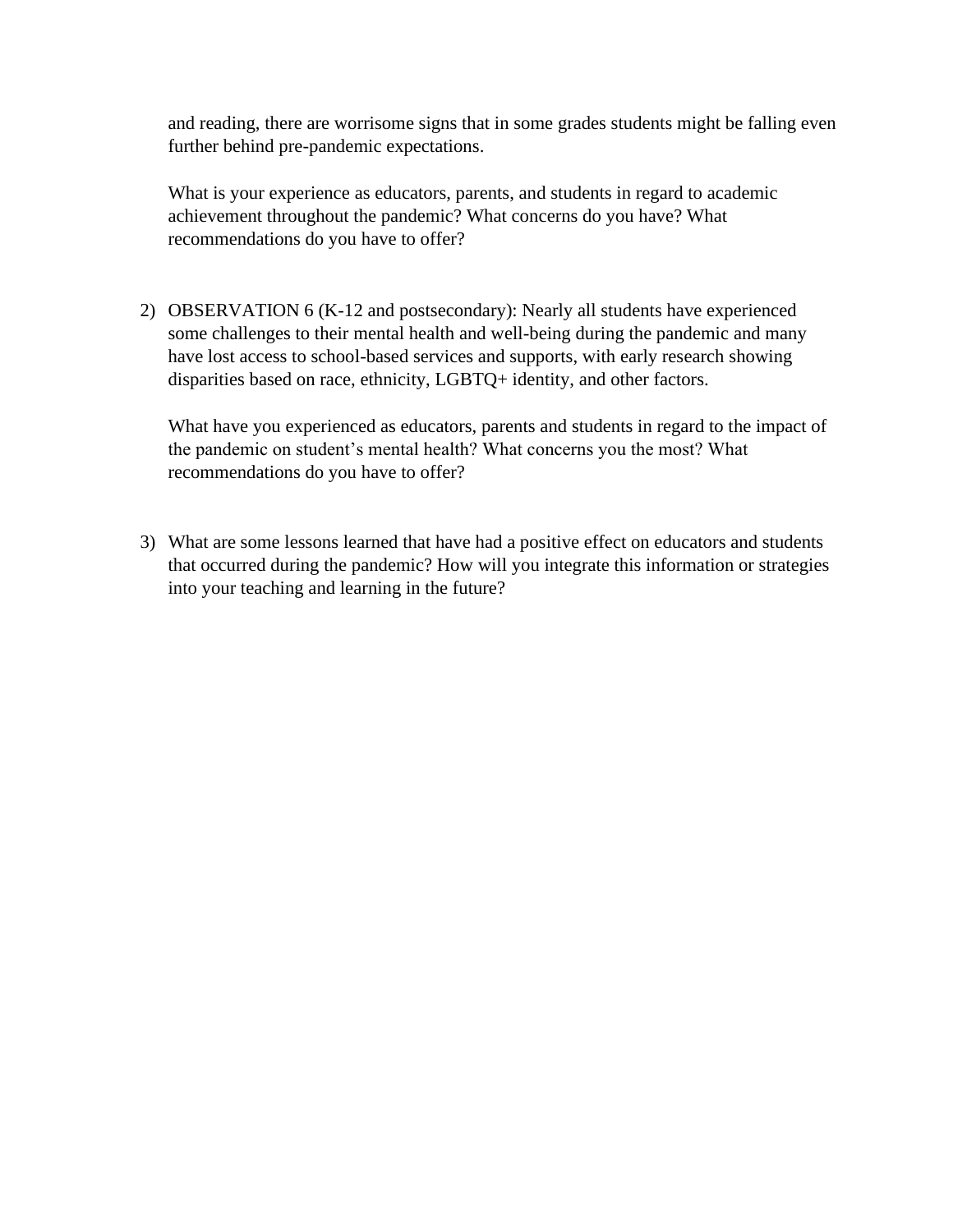and reading, there are worrisome signs that in some grades students might be falling even further behind pre-pandemic expectations.

What is your experience as educators, parents, and students in regard to academic achievement throughout the pandemic? What concerns do you have? What recommendations do you have to offer?

2) OBSERVATION 6 (K-12 and postsecondary): Nearly all students have experienced some challenges to their mental health and well-being during the pandemic and many have lost access to school-based services and supports, with early research showing disparities based on race, ethnicity, LGBTQ+ identity, and other factors.

   What have you experienced as educators, parents and students in regard to the impact of the pandemic on student's mental health? What concerns you the most? What recommendations do you have to offer?

3) What are some lessons learned that have had a positive effect on educators and students that occurred during the pandemic? How will you integrate this information or strategies into your teaching and learning in the future?